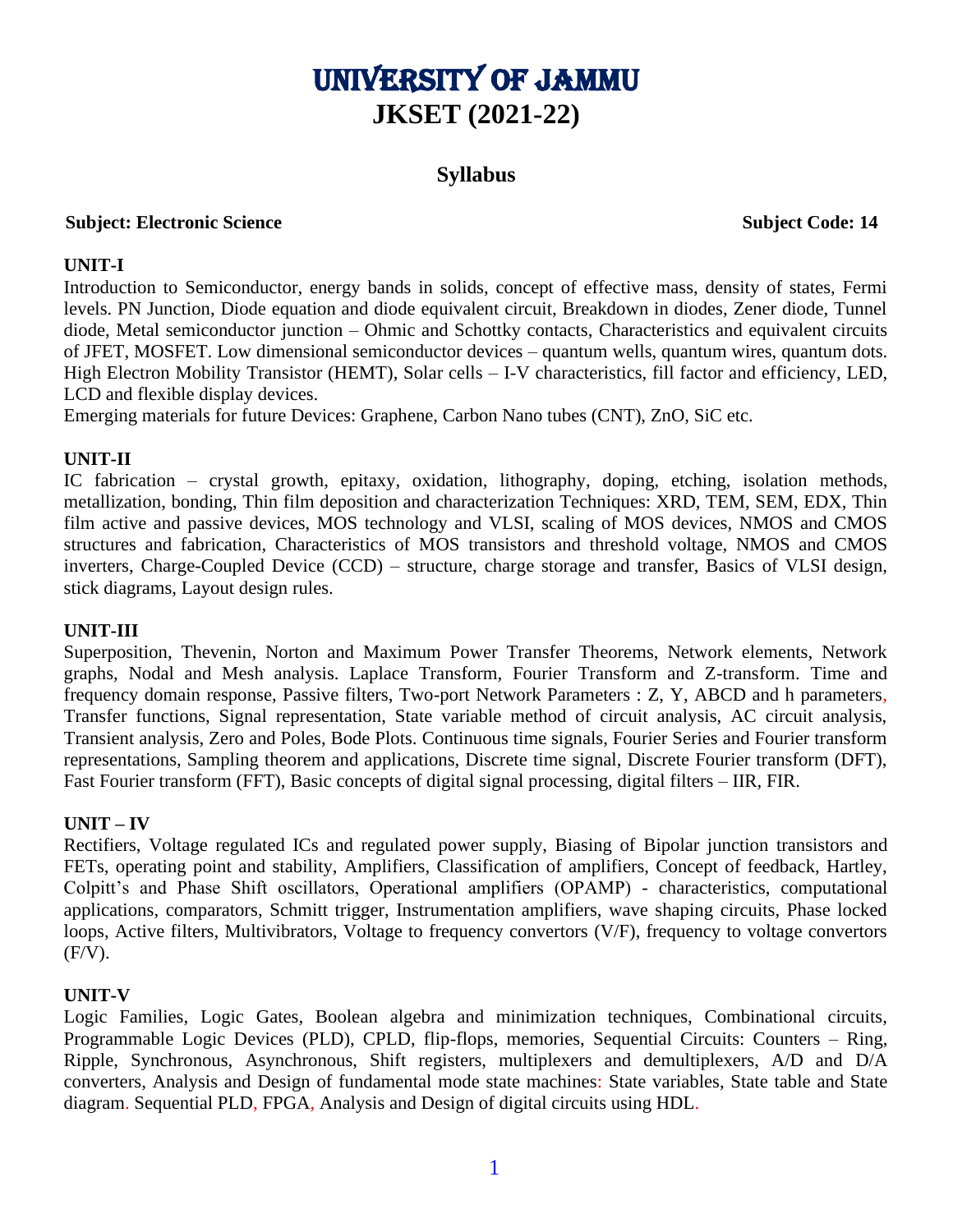# UNIVERSITY OF JAMMU

# JKSET (2021-22)

## Syllabus

**Subject: Electronic Science** **Subject Code: 14**

### UNIT-I

Introduction to Semiconductor, energy bands in solids, concept of effective mass, density of states, Fermi levels. PN Junction, Diode equation and diode equivalent circuit, Breakdown in diodes, Zener diode, Tunnel diode, Metal semiconductor junction – Ohmic and Schottky contacts, Characteristics and equivalent circuits of JFET, MOSFET. Low dimensional semiconductor devices – quantum wells, quantum wires, quantum dots. High Electron Mobility Transistor (HEMT), Solar cells – I-V characteristics, fill factor and efficiency, LED, LCD and flexible display devices.

Emerging materials for future Devices: Graphene, Carbon Nano tubes (CNT), ZnO, SiC etc.

### UNIT-II

IC fabrication – crystal growth, epitaxy, oxidation, lithography, doping, etching, isolation methods, metallization, bonding, Thin film deposition and characterization Techniques: XRD, TEM, SEM, EDX, Thin film active and passive devices, MOS technology and VLSI, scaling of MOS devices, NMOS and CMOS structures and fabrication, Characteristics of MOS transistors and threshold voltage, NMOS and CMOS inverters, Charge-Coupled Device (CCD) – structure, charge storage and transfer, Basics of VLSI design, stick diagrams, Layout design rules.

### UNIT-III

Superposition, Thevenin, Norton and Maximum Power Transfer Theorems, Network elements, Network graphs, Nodal and Mesh analysis. Laplace Transform, Fourier Transform and Z-transform. Time and frequency domain response, Passive filters, Two-port Network Parameters : Z, Y, ABCD and h parameters, Transfer functions, Signal representation, State variable method of circuit analysis, AC circuit analysis, Transient analysis, Zero and Poles, Bode Plots. Continuous time signals, Fourier Series and Fourier transform representations, Sampling theorem and applications, Discrete time signal, Discrete Fourier transform (DFT), Fast Fourier transform (FFT), Basic concepts of digital signal processing, digital filters – IIR, FIR.

### UNIT – IV

Rectifiers, Voltage regulated ICs and regulated power supply, Biasing of Bipolar junction transistors and FETs, operating point and stability, Amplifiers, Classification of amplifiers, Concept of feedback, Hartley, Colpitt's and Phase Shift oscillators, Operational amplifiers (OPAMP) - characteristics, computational applications, comparators, Schmitt trigger, Instrumentation amplifiers, wave shaping circuits, Phase locked loops, Active filters, Multivibrators, Voltage to frequency convertors (V/F), frequency to voltage convertors (F/V).

### UNIT-V

Logic Families, Logic Gates, Boolean algebra and minimization techniques, Combinational circuits, Programmable Logic Devices (PLD), CPLD, flip-flops, memories, Sequential Circuits: Counters – Ring, Ripple, Synchronous, Asynchronous, Shift registers, multiplexers and demultiplexers, A/D and D/A converters, Analysis and Design of fundamental mode state machines: State variables, State table and State diagram. Sequential PLD, FPGA, Analysis and Design of digital circuits using HDL.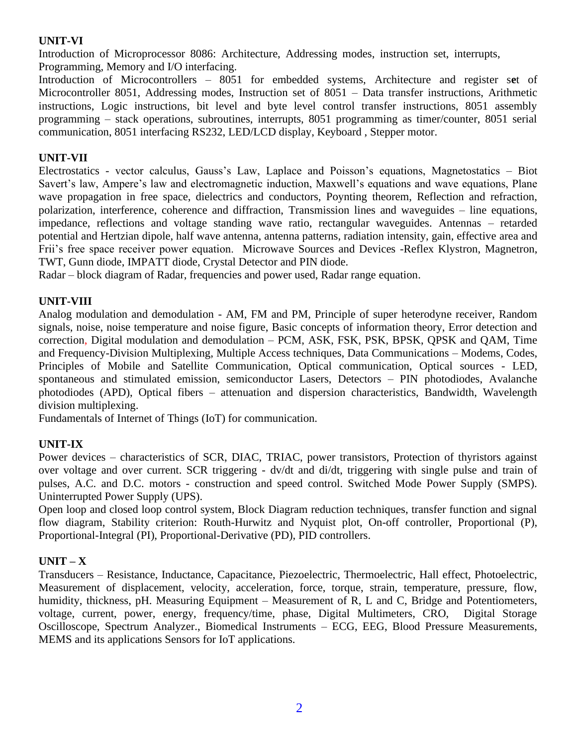**UNIT-VI**

Introduction of Microprocessor 8086: Architecture, Addressing modes, instruction set, interrupts, Programming, Memory and I/O interfacing.

Introduction of Microcontrollers – 8051 for embedded systems, Architecture and register set of Microcontroller 8051, Addressing modes, Instruction set of 8051 – Data transfer instructions, Arithmetic instructions, Logic instructions, bit level and byte level control transfer instructions, 8051 assembly programming – stack operations, subroutines, interrupts, 8051 programming as timer/counter, 8051 serial communication, 8051 interfacing RS232, LED/LCD display, Keyboard , Stepper motor.

**UNIT-VII**

Electrostatics - vector calculus, Gauss's Law, Laplace and Poisson's equations, Magnetostatics – Biot Savert's law, Ampere's law and electromagnetic induction, Maxwell's equations and wave equations, Plane wave propagation in free space, dielectrics and conductors, Poynting theorem, Reflection and refraction, polarization, interference, coherence and diffraction, Transmission lines and waveguides – line equations, impedance, reflections and voltage standing wave ratio, rectangular waveguides. Antennas – retarded potential and Hertzian dipole, half wave antenna, antenna patterns, radiation intensity, gain, effective area and Frii's free space receiver power equation. Microwave Sources and Devices -Reflex Klystron, Magnetron, TWT, Gunn diode, IMPATT diode, Crystal Detector and PIN diode.

Radar – block diagram of Radar, frequencies and power used, Radar range equation.

**UNIT-VIII**

Analog modulation and demodulation - AM, FM and PM, Principle of super heterodyne receiver, Random signals, noise, noise temperature and noise figure, Basic concepts of information theory, Error detection and correction, Digital modulation and demodulation – PCM, ASK, FSK, PSK, BPSK, QPSK and QAM, Time and Frequency-Division Multiplexing, Multiple Access techniques, Data Communications – Modems, Codes, Principles of Mobile and Satellite Communication, Optical communication, Optical sources - LED, spontaneous and stimulated emission, semiconductor Lasers, Detectors – PIN photodiodes, Avalanche photodiodes (APD), Optical fibers – attenuation and dispersion characteristics, Bandwidth, Wavelength division multiplexing.

Fundamentals of Internet of Things (IoT) for communication.

**UNIT-IX**

Power devices – characteristics of SCR, DIAC, TRIAC, power transistors, Protection of thyristors against over voltage and over current. SCR triggering - dv/dt and di/dt, triggering with single pulse and train of pulses, A.C. and D.C. motors - construction and speed control. Switched Mode Power Supply (SMPS). Uninterrupted Power Supply (UPS).

Open loop and closed loop control system, Block Diagram reduction techniques, transfer function and signal flow diagram, Stability criterion: Routh-Hurwitz and Nyquist plot, On-off controller, Proportional (P), Proportional-Integral (PI), Proportional-Derivative (PD), PID controllers.

**UNIT – X**

Transducers – Resistance, Inductance, Capacitance, Piezoelectric, Thermoelectric, Hall effect, Photoelectric, Measurement of displacement, velocity, acceleration, force, torque, strain, temperature, pressure, flow, humidity, thickness, pH. Measuring Equipment – Measurement of R, L and C, Bridge and Potentiometers, voltage, current, power, energy, frequency/time, phase, Digital Multimeters, CRO, Digital Storage Oscilloscope, Spectrum Analyzer., Biomedical Instruments – ECG, EEG, Blood Pressure Measurements, MEMS and its applications Sensors for IoT applications.